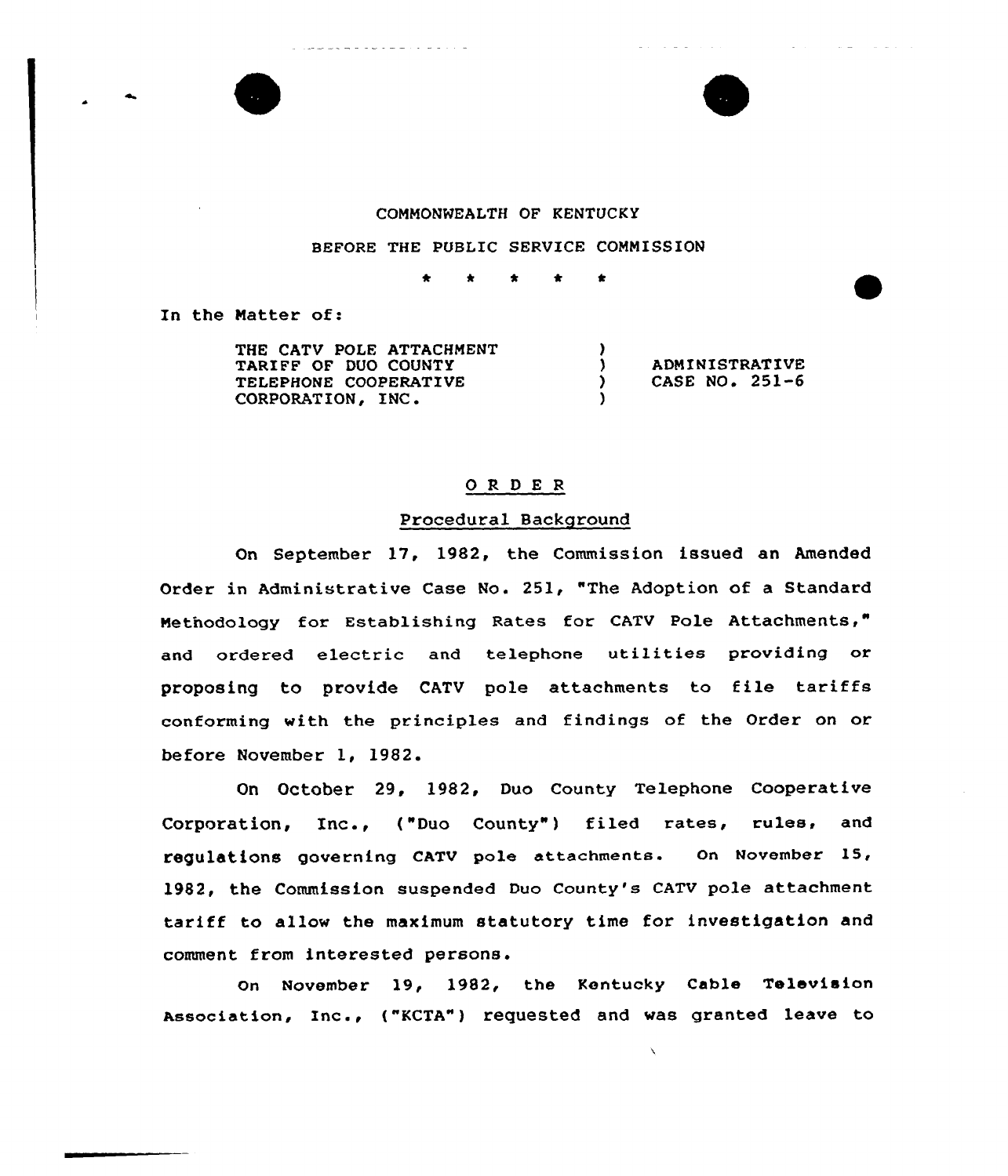COMMONWEALTH OF KENTUCKY

BEFORE THE PUBLIC SERVICE COMMISSION

\* \* \* \* \*

In the Matter of:

| | | |
|---|---|---|
| THE CATV POLE ATTACHMENT TARIFF OF DUO COUNTY TELEPHONE COOPERATIVE CORPORATION, INC. | ) ) ) ) | ADMINISTRATIVE CASE NO. 251-6 |

# O R D E R

## Procedural Background

On September 17, 1982, the Commission issued an Amended Order in Administrative Case No. 251, "The Adoption of a Standard Methodology for Establishing Rates for CATV Pole Attachments," and ordered electric and telephone utilities providing or proposing to provide CATV pole attachments to file tariffs conforming with the principles and findings of the Order on or before November 1, 1982.

On October 29, 1982, Duo County Telephone Cooperative Corporation, Inc., ("Duo County") filed rates, rules, and regulations governing CATV pole attachments. On November 15, 1982, the Commission suspended Duo County's CATV pole attachment tariff to allow the maximum statutory time for investigation and comment from interested persons.

On November 19, 1982, the Kentucky Cable Television Association, Inc., ("KCTA") requested and was granted leave to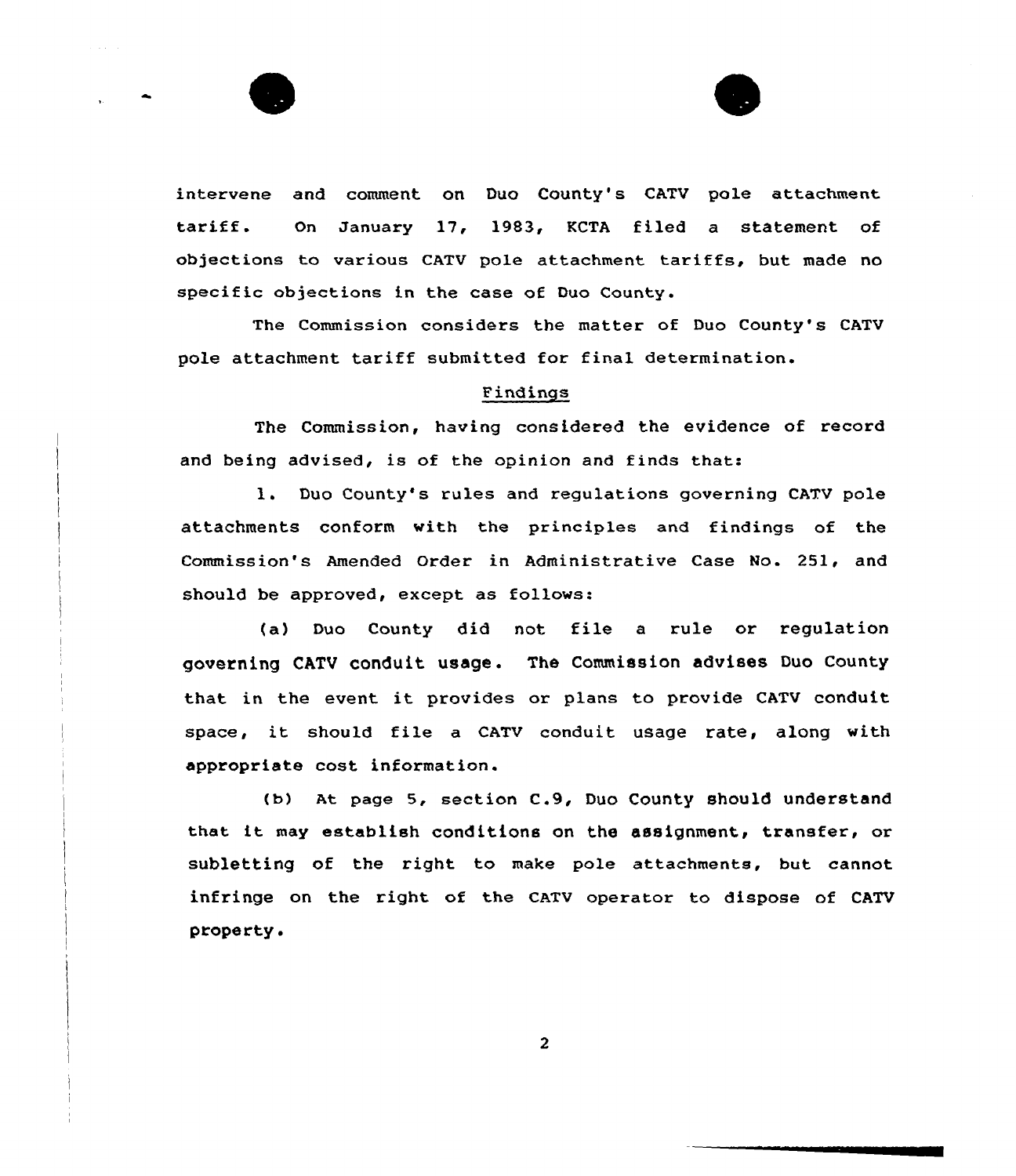intervene and comment on Duo County's CATV pole attachment tariff. On January 17, 1983, KCTA filed a statement of objections to various CATV pole attachment tariffs, but made no specific objections in the case of Duo County.

The Commission considers the matter of Duo County's CATV pole attachment tariff submitted for final determination.

## Findings

The Commission, having considered the evidence of record and being advised, is of the opinion and finds that:

1. Duo County's rules and regulations governing CATV pole attachments conform with the principles and findings of the Commission's Amended Order in Administrative Case No. 251, and should be approved, except as follows:

(a) Duo County did not file a rule or regulation governing CATV conduit usage. The Commission advises Duo County that in the event it provides or plans to provide CATV conduit space, it should file a CATV conduit usage rate, along with appropriate cost information.

(b) At page 5, section C.9, Duo County should understand that it may establish conditions on the assignment, transfer, or subletting of the right to make pole attachments, but cannot infringe on the right of the CATV operator to dispose of CATV property.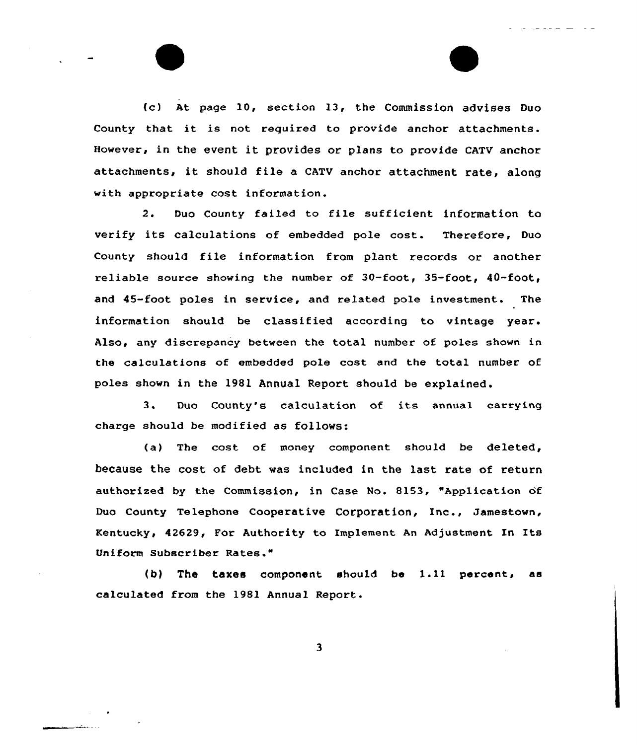(c) At page 10, section 13, the Commission advises Duo County that it is not required to provide anchor attachments. However, in the event it provides or plans to provide CATV anchor attachments, it should file a CATV anchor attachment rate, along with appropriate cost information.

2. Duo County failed to file sufficient information to verify its calculations of embedded pole cost. Therefore, Duo County should file information from plant records or another reliable source showing the number of 30-foot, 35-foot, 40-foot, and 45-foot poles in service, and related pole investment. The information should be classified according to vintage year. Also, any discrepancy between the total number of poles shown in the calculations of embedded pole cost and the total number of poles shown in the 1981 Annual Report should be explained.

3. Duo County's calculation of its annual carrying charge should be modified as follows:

(a) The cost of money component should be deleted, because the cost of debt was included in the last rate of return authorized by the Commission, in Case No. 8153, "Application of Duo County Telephone Cooperative Corporation, Inc., Jamestown, Kentucky, 42629, For Authority to Implement An Adjustment In Its Uniform Subscriber Rates."

(b) The taxes component should be 1.11 percent, as calculated from the 1981 Annual Report.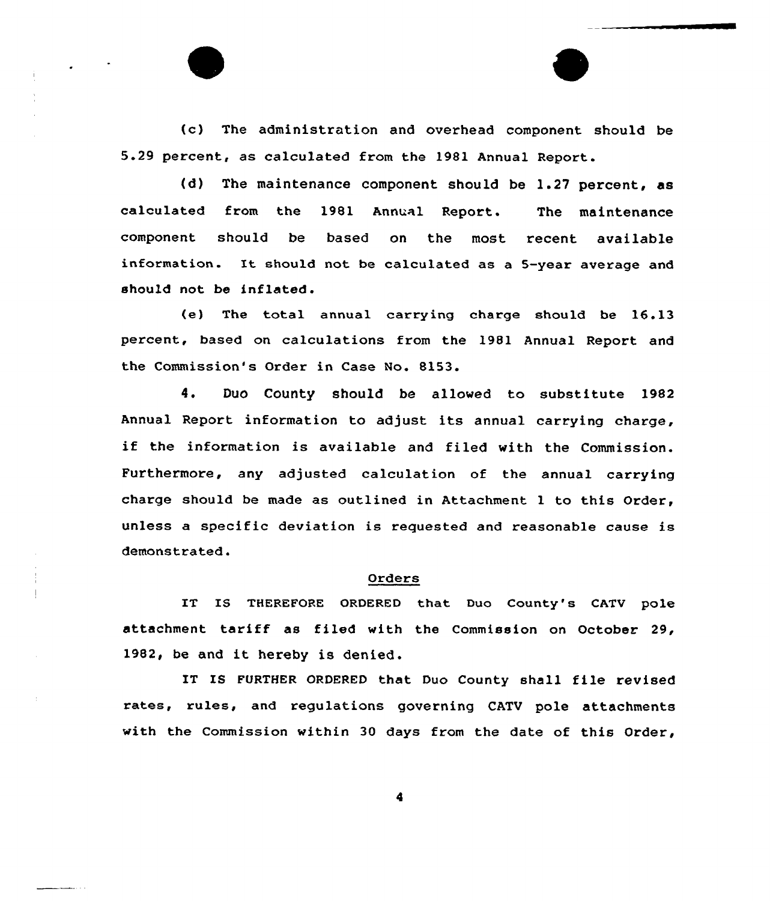(c) The administration and overhead component should be 5.29 percent, as calculated from the 1981 Annual Report.

(d) The maintenance component should be 1.27 percent, as calculated from the 1981 Annual Report. The maintenance component should be based on the most recent available information. It should not be calculated as a 5-year average and should not be inflated.

(e) The total annual carrying charge should be 16.13 percent, based on calculations from the 1981 Annual Report and the Commission's Order in Case No. 8153.

4. Duo County should be allowed to substitute 1982 Annual Report information to adjust its annual carrying charge, if the information is available and filed with the Commission. Furthermore, any adjusted calculation of the annual carrying charge should be made as outlined in Attachment 1 to this Order, unless a specific deviation is requested and reasonable cause is demonstrated.

## Orders

IT IS THEREFORE ORDERED that Duo County's CATV pole attachment tariff as filed with the Commission on October 29, 1982, be and it hereby is denied.

IT IS FURTHER ORDERED that Duo County shall file revised rates, rules, and regulations governing CATV pole attachments with the Commission within 30 days from the date of this Order,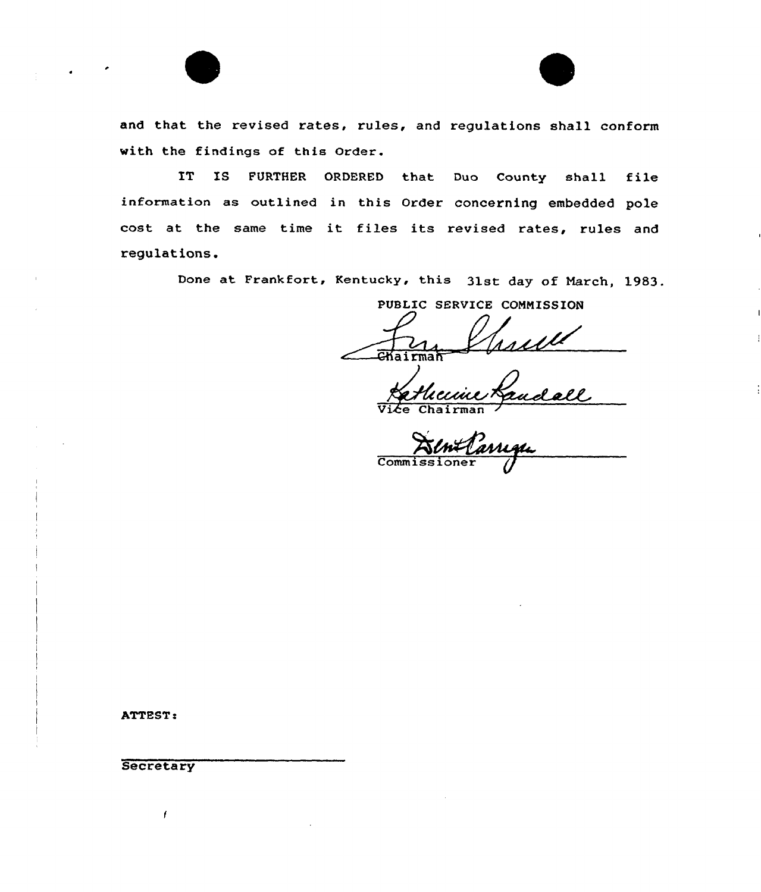and that the revised rates, rules, and regulations shall conform with the findings of this Order.

IT IS FURTHER ORDERED that Duo County shall file information as outlined in this Order concerning embedded pole cost at the same time it files its revised rates, rules and regulations.

Done at Frankfort, Kentucky, this 31st day of March, 1983.

PUBLIC SERVICE COMMISSION

Chairman

Vice Chairman

Commissioner

ATTEST:

Secretary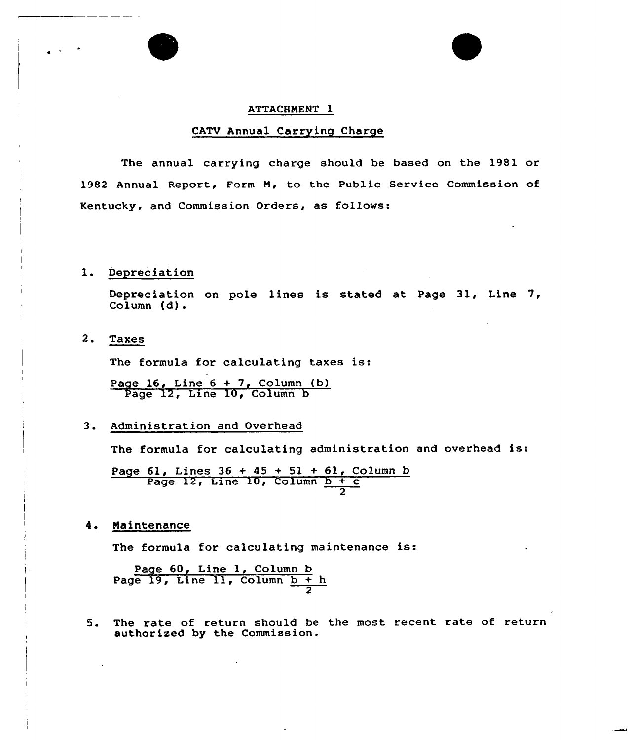# ATTACHMENT 1

## CATV Annual Carrying Charge

The annual carrying charge should be based on the 1981 or 1982 Annual Report, Form M, to the Public Service Commission of Kentucky, and Commission Orders, as follows:

1. Depreciation

   Depreciation on pole lines is stated at Page 31, Line 7, Column (d).

2. Taxes

   The formula for calculating taxes is:

   $$\frac{\text{Page 16, Line 6 + 7, Column (b)}}{\text{Page 12, Line 10, Column b}}$$

3. Administration and Overhead

   The formula for calculating administration and overhead is:

   $$\frac{\text{Page 61, Lines 36 + 45 + 51 + 61, Column b}}{\text{Page 12, Line 10, Column } \frac{b + c}{2}}$$

4. Maintenance

   The formula for calculating maintenance is:

   $$\frac{\text{Page 60, Line 1, Column b}}{\text{Page 19, Line 11, Column } \frac{b + h}{2}}$$

5. The rate of return should be the most recent rate of return authorized by the Commission.